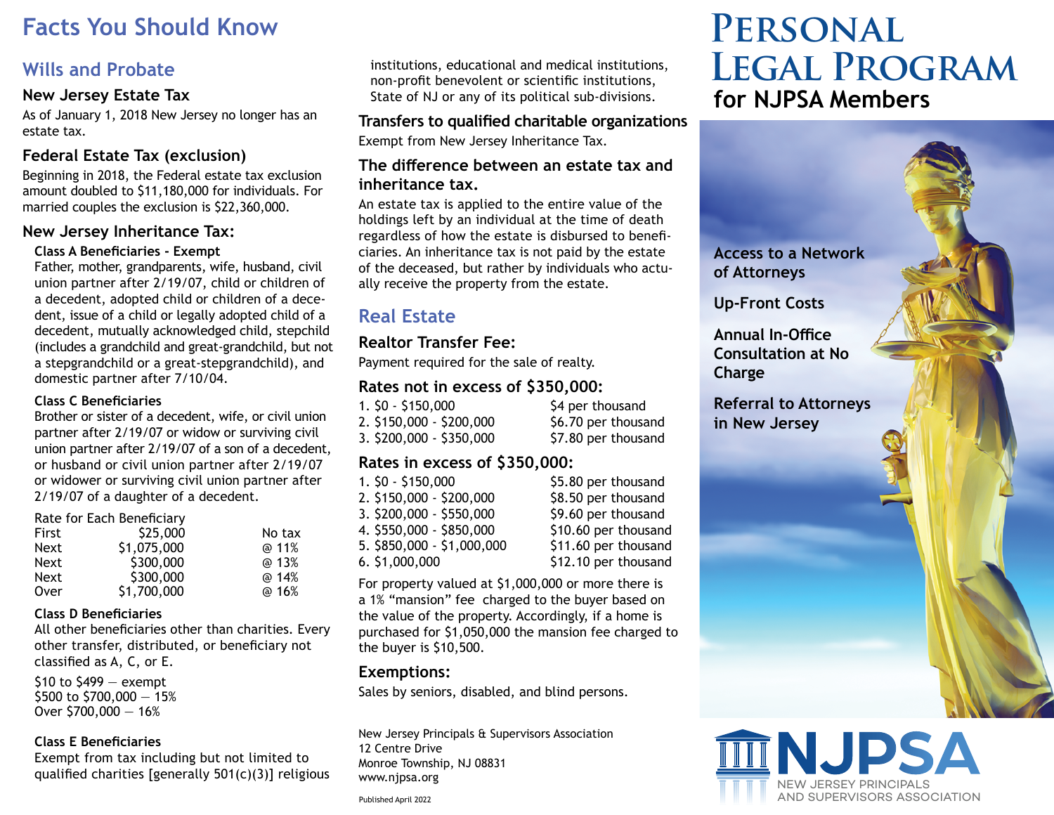# Facts You Should Know

## Wills and Probate

### New Jersey Estate Tax

As of January 1, 2018 New Jersey no longer has an estate tax.

### Federal Estate Tax (exclusion)

Beginning in 2018, the Federal estate tax exclusion amount doubled to $11,180,000 for individuals. For married couples the exclusion is $22,360,000.

### New Jersey Inheritance Tax:

**Class A Beneficiaries - Exempt**

Father, mother, grandparents, wife, husband, civil union partner after 2/19/07, child or children of a decedent, adopted child or children of a decedent, issue of a child or legally adopted child of a decedent, mutually acknowledged child, stepchild (includes a grandchild and great-grandchild, but not a stepgrandchild or a great-stepgrandchild), and domestic partner after 7/10/04.

**Class C Beneficiaries**

Brother or sister of a decedent, wife, or civil union partner after 2/19/07 or widow or surviving civil union partner after 2/19/07 of a son of a decedent, or husband or civil union partner after 2/19/07 or widower or surviving civil union partner after 2/19/07 of a daughter of a decedent.

Rate for Each Beneficiary

| | | |
|---|---|---|
| First | $25,000 | No tax |
| Next | $1,075,000 | @ 11% |
| Next | $300,000 | @ 13% |
| Next | $300,000 | @ 14% |
| Over | $1,700,000 | @ 16% |

**Class D Beneficiaries**

All other beneficiaries other than charities. Every other transfer, distributed, or beneficiary not classified as A, C, or E.

$10 to $499 — exempt
$500 to $700,000 — 15%
Over $700,000 — 16%

**Class E Beneficiaries**

Exempt from tax including but not limited to qualified charities [generally 501(c)(3)] religious institutions, educational and medical institutions, non-profit benevolent or scientific institutions, State of NJ or any of its political sub-divisions.

### Transfers to qualified charitable organizations

Exempt from New Jersey Inheritance Tax.

### The difference between an estate tax and inheritance tax.

An estate tax is applied to the entire value of the holdings left by an individual at the time of death regardless of how the estate is disbursed to beneficiaries. An inheritance tax is not paid by the estate of the deceased, but rather by individuals who actually receive the property from the estate.

## Real Estate

### Realtor Transfer Fee:

Payment required for the sale of realty.

### Rates not in excess of $350,000:

| | |
|---|---|
| 1. $0 - $150,000 | $4 per thousand |
| 2. $150,000 - $200,000 | $6.70 per thousand |
| 3. $200,000 - $350,000 | $7.80 per thousand |

### Rates in excess of $350,000:

| | |
|---|---|
| 1. $0 - $150,000 | $5.80 per thousand |
| 2. $150,000 - $200,000 | $8.50 per thousand |
| 3. $200,000 - $550,000 | $9.60 per thousand |
| 4. $550,000 - $850,000 | $10.60 per thousand |
| 5. $850,000 - $1,000,000 | $11.60 per thousand |
| 6. $1,000,000 | $12.10 per thousand |

For property valued at $1,000,000 or more there is a 1% "mansion" fee charged to the buyer based on the value of the property. Accordingly, if a home is purchased for $1,050,000 the mansion fee charged to the buyer is $10,500.

### Exemptions:

Sales by seniors, disabled, and blind persons.

New Jersey Principals & Supervisors Association
12 Centre Drive
Monroe Township, NJ 08831
www.njpsa.org

Published April 2022

# Personal Legal Program for NJPSA Members

**Access to a Network of Attorneys**

**Up-Front Costs**

**Annual In-Office Consultation at No Charge**

**Referral to Attorneys in New Jersey**

NJPSA
NEW JERSEY PRINCIPALS AND SUPERVISORS ASSOCIATION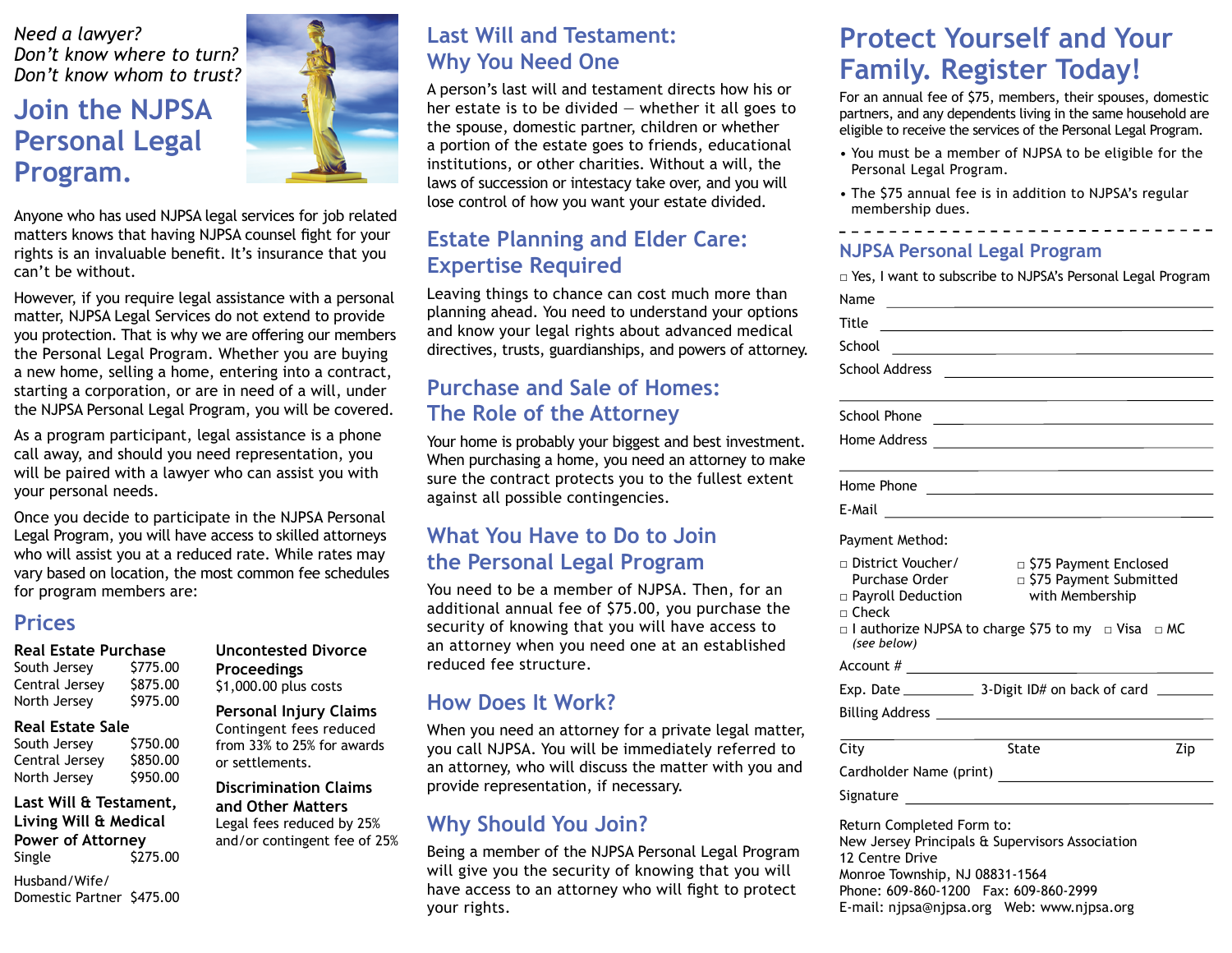*Need a lawyer?*
*Don't know where to turn?*
*Don't know whom to trust?*

# Join the NJPSA Personal Legal Program.

Anyone who has used NJPSA legal services for job related matters knows that having NJPSA counsel fight for your rights is an invaluable benefit. It's insurance that you can't be without.

However, if you require legal assistance with a personal matter, NJPSA Legal Services do not extend to provide you protection. That is why we are offering our members the Personal Legal Program. Whether you are buying a new home, selling a home, entering into a contract, starting a corporation, or are in need of a will, under the NJPSA Personal Legal Program, you will be covered.

As a program participant, legal assistance is a phone call away, and should you need representation, you will be paired with a lawyer who can assist you with your personal needs.

Once you decide to participate in the NJPSA Personal Legal Program, you will have access to skilled attorneys who will assist you at a reduced rate. While rates may vary based on location, the most common fee schedules for program members are:

## Prices

**Real Estate Purchase**

| | |
|---|---|
| South Jersey | $775.00 |
| Central Jersey | $875.00 |
| North Jersey | $975.00 |

**Real Estate Sale**

| | |
|---|---|
| South Jersey | $750.00 |
| Central Jersey | $850.00 |
| North Jersey | $950.00 |

**Last Will & Testament, Living Will & Medical Power of Attorney**

| | |
|---|---|
| Single | $275.00 |
| Husband/Wife/ Domestic Partner | $475.00 |

**Uncontested Divorce Proceedings**
$1,000.00 plus costs

**Personal Injury Claims**
Contingent fees reduced from 33% to 25% for awards or settlements.

**Discrimination Claims and Other Matters**
Legal fees reduced by 25% and/or contingent fee of 25%

## Last Will and Testament: Why You Need One

A person's last will and testament directs how his or her estate is to be divided — whether it all goes to the spouse, domestic partner, children or whether a portion of the estate goes to friends, educational institutions, or other charities. Without a will, the laws of succession or intestacy take over, and you will lose control of how you want your estate divided.

## Estate Planning and Elder Care: Expertise Required

Leaving things to chance can cost much more than planning ahead. You need to understand your options and know your legal rights about advanced medical directives, trusts, guardianships, and powers of attorney.

## Purchase and Sale of Homes: The Role of the Attorney

Your home is probably your biggest and best investment. When purchasing a home, you need an attorney to make sure the contract protects you to the fullest extent against all possible contingencies.

## What You Have to Do to Join the Personal Legal Program

You need to be a member of NJPSA. Then, for an additional annual fee of $75.00, you purchase the security of knowing that you will have access to an attorney when you need one at an established reduced fee structure.

## How Does It Work?

When you need an attorney for a private legal matter, you call NJPSA. You will be immediately referred to an attorney, who will discuss the matter with you and provide representation, if necessary.

## Why Should You Join?

Being a member of the NJPSA Personal Legal Program will give you the security of knowing that you will have access to an attorney who will fight to protect your rights.

# Protect Yourself and Your Family. Register Today!

For an annual fee of $75, members, their spouses, domestic partners, and any dependents living in the same household are eligible to receive the services of the Personal Legal Program.

- You must be a member of NJPSA to be eligible for the Personal Legal Program.
- The $75 annual fee is in addition to NJPSA's regular membership dues.

## NJPSA Personal Legal Program

☐ Yes, I want to subscribe to NJPSA's Personal Legal Program

Name ____________________

Title ____________________

School ____________________

School Address ____________________

____________________

School Phone ____________________

Home Address ____________________

____________________

Home Phone ____________________

E-Mail ____________________

Payment Method:

☐ District Voucher/ Purchase Order
☐ Payroll Deduction
☐ Check
☐ $75 Payment Enclosed
☐ $75 Payment Submitted with Membership
☐ I authorize NJPSA to charge $75 to my ☐ Visa ☐ MC *(see below)*

Account # ____________________

Exp. Date __________ 3-Digit ID# on back of card __________

Billing Address ____________________

____________________

City State Zip

Cardholder Name (print) ____________________

Signature ____________________

Return Completed Form to:
New Jersey Principals & Supervisors Association
12 Centre Drive
Monroe Township, NJ 08831-1564
Phone: 609-860-1200 Fax: 609-860-2999
E-mail: njpsa@njpsa.org Web: www.njpsa.org